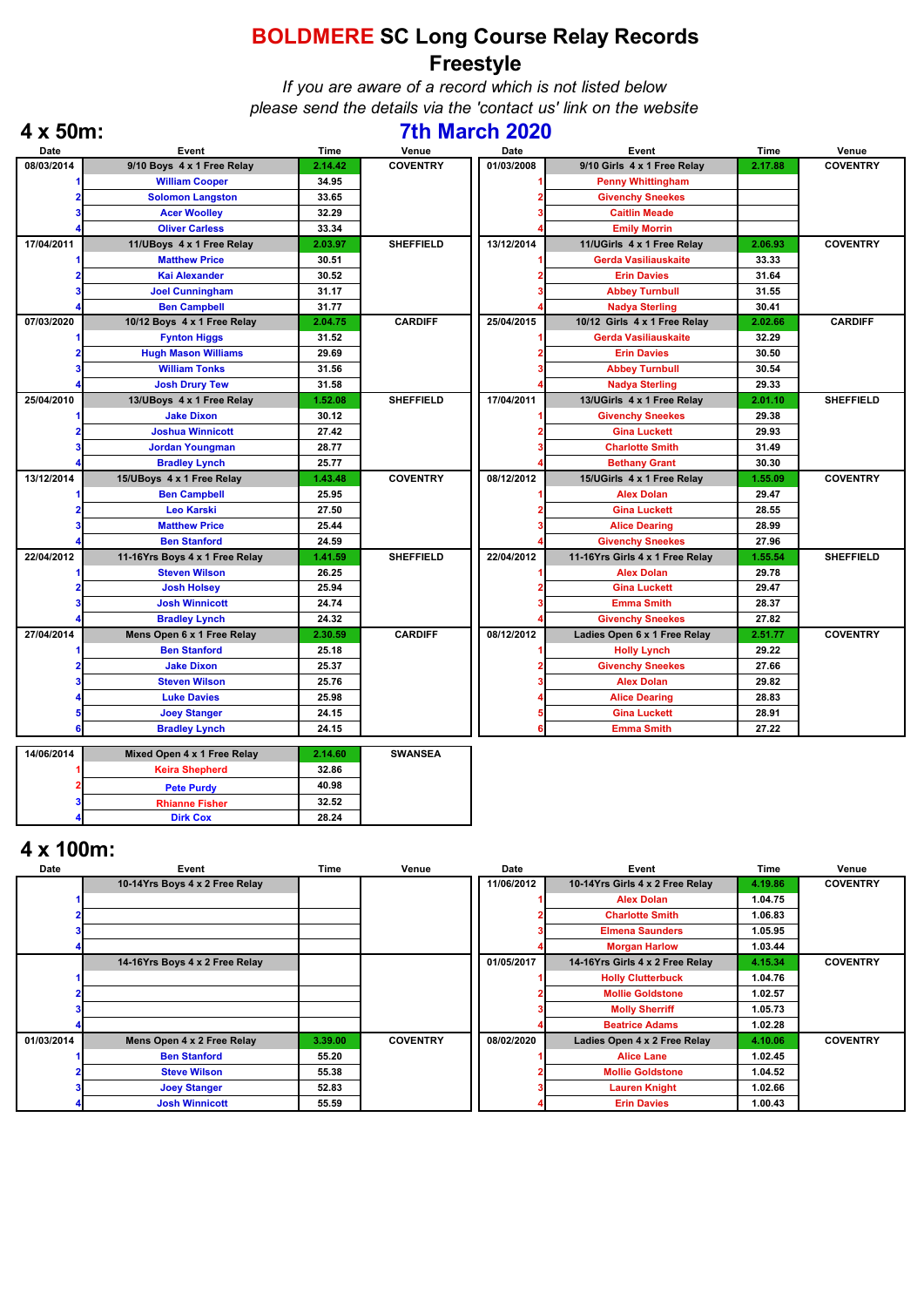# BOLDMERE SC Long Course Relay Records

## Freestyle

*If you are aware of a record which is not listed below please send the details via the 'contact us' link on the website*

## 7th March 2020

## 4 x 50m:

| Date | | Event | Time | Venue |
|---|---|---|---|---|
| 08/03/2014 | | 9/10 Boys 4 x 1 Free Relay | 2.14.42 | COVENTRY |
| | 1 | William Cooper | 34.95 | |
| | 2 | Solomon Langston | 33.65 | |
| | 3 | Acer Woolley | 32.29 | |
| | 4 | Oliver Carless | 33.34 | |
| 17/04/2011 | | 11/UBoys 4 x 1 Free Relay | 2.03.97 | SHEFFIELD |
| | 1 | Matthew Price | 30.51 | |
| | 2 | Kai Alexander | 30.52 | |
| | 3 | Joel Cunningham | 31.17 | |
| | 4 | Ben Campbell | 31.77 | |
| 07/03/2020 | | 10/12 Boys 4 x 1 Free Relay | 2.04.75 | CARDIFF |
| | 1 | Fynton Higgs | 31.52 | |
| | 2 | Hugh Mason Williams | 29.69 | |
| | 3 | William Tonks | 31.56 | |
| | 4 | Josh Drury Tew | 31.58 | |
| 25/04/2010 | | 13/UBoys 4 x 1 Free Relay | 1.52.08 | SHEFFIELD |
| | 1 | Jake Dixon | 30.12 | |
| | 2 | Joshua Winnicott | 27.42 | |
| | 3 | Jordan Youngman | 28.77 | |
| | 4 | Bradley Lynch | 25.77 | |
| 13/12/2014 | | 15/UBoys 4 x 1 Free Relay | 1.43.48 | COVENTRY |
| | 1 | Ben Campbell | 25.95 | |
| | 2 | Leo Karski | 27.50 | |
| | 3 | Matthew Price | 25.44 | |
| | 4 | Ben Stanford | 24.59 | |
| 22/04/2012 | | 11-16Yrs Boys 4 x 1 Free Relay | 1.41.59 | SHEFFIELD |
| | 1 | Steven Wilson | 26.25 | |
| | 2 | Josh Holsey | 25.94 | |
| | 3 | Josh Winnicott | 24.74 | |
| | 4 | Bradley Lynch | 24.32 | |
| 27/04/2014 | | Mens Open 6 x 1 Free Relay | 2.30.59 | CARDIFF |
| | 1 | Ben Stanford | 25.18 | |
| | 2 | Jake Dixon | 25.37 | |
| | 3 | Steven Wilson | 25.76 | |
| | 4 | Luke Davies | 25.98 | |
| | 5 | Joey Stanger | 24.15 | |
| | 6 | Bradley Lynch | 24.15 | |

| Date | | Event | Time | Venue |
|---|---|---|---|---|
| 01/03/2008 | | 9/10 Girls 4 x 1 Free Relay | 2.17.88 | COVENTRY |
| | 1 | Penny Whittingham | | |
| | 2 | Givenchy Sneekes | | |
| | 3 | Caitlin Meade | | |
| | 4 | Emily Morrin | | |
| 13/12/2014 | | 11/UGirls 4 x 1 Free Relay | 2.06.93 | COVENTRY |
| | 1 | Gerda Vasiliauskaite | 33.33 | |
| | 2 | Erin Davies | 31.64 | |
| | 3 | Abbey Turnbull | 31.55 | |
| | 4 | Nadya Sterling | 30.41 | |
| 25/04/2015 | | 10/12 Girls 4 x 1 Free Relay | 2.02.66 | CARDIFF |
| | 1 | Gerda Vasiliauskaite | 32.29 | |
| | 2 | Erin Davies | 30.50 | |
| | 3 | Abbey Turnbull | 30.54 | |
| | 4 | Nadya Sterling | 29.33 | |
| 17/04/2011 | | 13/UGirls 4 x 1 Free Relay | 2.01.10 | SHEFFIELD |
| | 1 | Givenchy Sneekes | 29.38 | |
| | 2 | Gina Luckett | 29.93 | |
| | 3 | Charlotte Smith | 31.49 | |
| | 4 | Bethany Grant | 30.30 | |
| 08/12/2012 | | 15/UGirls 4 x 1 Free Relay | 1.55.09 | COVENTRY |
| | 1 | Alex Dolan | 29.47 | |
| | 2 | Gina Luckett | 28.55 | |
| | 3 | Alice Dearing | 28.99 | |
| | 4 | Givenchy Sneekes | 27.96 | |
| 22/04/2012 | | 11-16Yrs Girls 4 x 1 Free Relay | 1.55.54 | SHEFFIELD |
| | 1 | Alex Dolan | 29.78 | |
| | 2 | Gina Luckett | 29.47 | |
| | 3 | Emma Smith | 28.37 | |
| | 4 | Givenchy Sneekes | 27.82 | |
| 08/12/2012 | | Ladies Open 6 x 1 Free Relay | 2.51.77 | COVENTRY |
| | 1 | Holly Lynch | 29.22 | |
| | 2 | Givenchy Sneekes | 27.66 | |
| | 3 | Alex Dolan | 29.82 | |
| | 4 | Alice Dearing | 28.83 | |
| | 5 | Gina Luckett | 28.91 | |
| | 6 | Emma Smith | 27.22 | |

| Date | | Event | Time | Venue |
|---|---|---|---|---|
| 14/06/2014 | | Mixed Open 4 x 1 Free Relay | 2.14.60 | SWANSEA |
| | 1 | Keira Shepherd | 32.86 | |
| | 2 | Pete Purdy | 40.98 | |
| | 3 | Rhianne Fisher | 32.52 | |
| | 4 | Dirk Cox | 28.24 | |

## 4 x 100m:

| Date | | Event | Time | Venue |
|---|---|---|---|---|
| | | 10-14Yrs Boys 4 x 2 Free Relay | | |
| | 1 | | | |
| | 2 | | | |
| | 3 | | | |
| | 4 | | | |
| | | 14-16Yrs Boys 4 x 2 Free Relay | | |
| | 1 | | | |
| | 2 | | | |
| | 3 | | | |
| | 4 | | | |
| 01/03/2014 | | Mens Open 4 x 2 Free Relay | 3.39.00 | COVENTRY |
| | 1 | Ben Stanford | 55.20 | |
| | 2 | Steve Wilson | 55.38 | |
| | 3 | Joey Stanger | 52.83 | |
| | 4 | Josh Winnicott | 55.59 | |

| Date | | Event | Time | Venue |
|---|---|---|---|---|
| 11/06/2012 | | 10-14Yrs Girls 4 x 2 Free Relay | 4.19.86 | COVENTRY |
| | 1 | Alex Dolan | 1.04.75 | |
| | 2 | Charlotte Smith | 1.06.83 | |
| | 3 | Elmena Saunders | 1.05.95 | |
| | 4 | Morgan Harlow | 1.03.44 | |
| 01/05/2017 | | 14-16Yrs Girls 4 x 2 Free Relay | 4.15.34 | COVENTRY |
| | 1 | Holly Clutterbuck | 1.04.76 | |
| | 2 | Mollie Goldstone | 1.02.57 | |
| | 3 | Molly Sherriff | 1.05.73 | |
| | 4 | Beatrice Adams | 1.02.28 | |
| 08/02/2020 | | Ladies Open 4 x 2 Free Relay | 4.10.06 | COVENTRY |
| | 1 | Alice Lane | 1.02.45 | |
| | 2 | Mollie Goldstone | 1.04.52 | |
| | 3 | Lauren Knight | 1.02.66 | |
| | 4 | Erin Davies | 1.00.43 | |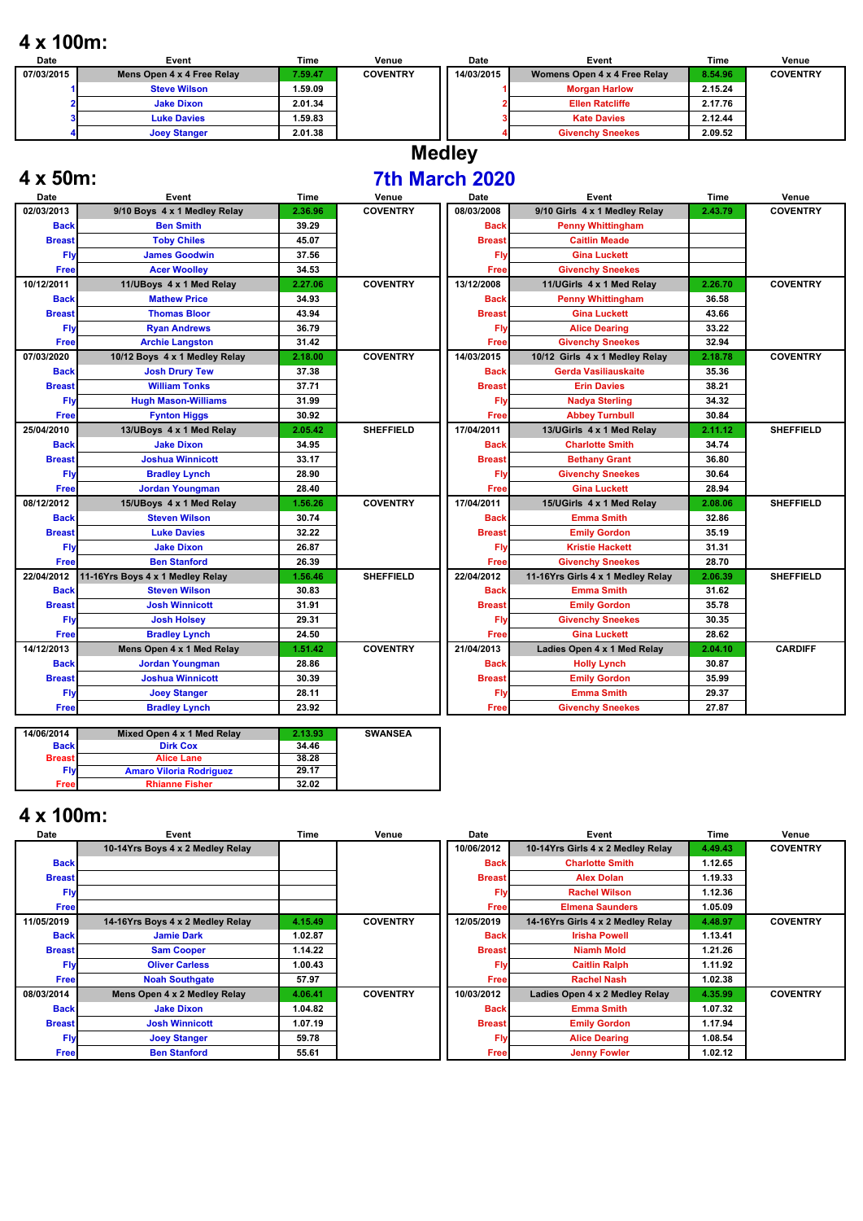## 4 x 100m:

| Date | Event | Time | Venue | Date | Event | Time | Venue |
|---|---|---|---|---|---|---|---|
| 07/03/2015 | Mens Open 4 x 4 Free Relay | 7.59.47 | COVENTRY | 14/03/2015 | Womens Open 4 x 4 Free Relay | 8.54.96 | COVENTRY |
| 1 | Steve Wilson | 1.59.09 | | 1 | Morgan Harlow | 2.15.24 | |
| 2 | Jake Dixon | 2.01.34 | | 2 | Ellen Ratcliffe | 2.17.76 | |
| 3 | Luke Davies | 1.59.83 | | 3 | Kate Davies | 2.12.44 | |
| 4 | Joey Stanger | 2.01.38 | | 4 | Givenchy Sneekes | 2.09.52 | |

# Medley

## 7th March 2020

## 4 x 50m:

| Date | Event | Time | Venue | Date | Event | Time | Venue |
|---|---|---|---|---|---|---|---|
| 02/03/2013 | 9/10 Boys 4 x 1 Medley Relay | 2.36.96 | COVENTRY | 08/03/2008 | 9/10 Girls 4 x 1 Medley Relay | 2.43.79 | COVENTRY |
| Back | Ben Smith | 39.29 | | Back | Penny Whittingham | | |
| Breast | Toby Chiles | 45.07 | | Breast | Caitlin Meade | | |
| Fly | James Goodwin | 37.56 | | Fly | Gina Luckett | | |
| Free | Acer Woolley | 34.53 | | Free | Givenchy Sneekes | | |
| 10/12/2011 | 11/UBoys 4 x 1 Med Relay | 2.27.06 | COVENTRY | 13/12/2008 | 11/UGirls 4 x 1 Med Relay | 2.26.70 | COVENTRY |
| Back | Mathew Price | 34.93 | | Back | Penny Whittingham | 36.58 | |
| Breast | Thomas Bloor | 43.94 | | Breast | Gina Luckett | 43.66 | |
| Fly | Ryan Andrews | 36.79 | | Fly | Alice Dearing | 33.22 | |
| Free | Archie Langston | 31.42 | | Free | Givenchy Sneekes | 32.94 | |
| 07/03/2020 | 10/12 Boys 4 x 1 Medley Relay | 2.18.00 | COVENTRY | 14/03/2015 | 10/12 Girls 4 x 1 Medley Relay | 2.18.78 | COVENTRY |
| Back | Josh Drury Tew | 37.38 | | Back | Gerda Vasiliauskaite | 35.36 | |
| Breast | William Tonks | 37.71 | | Breast | Erin Davies | 38.21 | |
| Fly | Hugh Mason-Williams | 31.99 | | Fly | Nadya Sterling | 34.32 | |
| Free | Fynton Higgs | 30.92 | | Free | Abbey Turnbull | 30.84 | |
| 25/04/2010 | 13/UBoys 4 x 1 Med Relay | 2.05.42 | SHEFFIELD | 17/04/2011 | 13/UGirls 4 x 1 Med Relay | 2.11.12 | SHEFFIELD |
| Back | Jake Dixon | 34.95 | | Back | Charlotte Smith | 34.74 | |
| Breast | Joshua Winnicott | 33.17 | | Breast | Bethany Grant | 36.80 | |
| Fly | Bradley Lynch | 28.90 | | Fly | Givenchy Sneekes | 30.64 | |
| Free | Jordan Youngman | 28.40 | | Free | Gina Luckett | 28.94 | |
| 08/12/2012 | 15/UBoys 4 x 1 Med Relay | 1.56.26 | COVENTRY | 17/04/2011 | 15/UGirls 4 x 1 Med Relay | 2.08.06 | SHEFFIELD |
| Back | Steven Wilson | 30.74 | | Back | Emma Smith | 32.86 | |
| Breast | Luke Davies | 32.22 | | Breast | Emily Gordon | 35.19 | |
| Fly | Jake Dixon | 26.87 | | Fly | Kristie Hackett | 31.31 | |
| Free | Ben Stanford | 26.39 | | Free | Givenchy Sneekes | 28.70 | |
| 22/04/2012 | 11-16Yrs Boys 4 x 1 Medley Relay | 1.56.46 | SHEFFIELD | 22/04/2012 | 11-16Yrs Girls 4 x 1 Medley Relay | 2.06.39 | SHEFFIELD |
| Back | Steven Wilson | 30.83 | | Back | Emma Smith | 31.62 | |
| Breast | Josh Winnicott | 31.91 | | Breast | Emily Gordon | 35.78 | |
| Fly | Josh Holsey | 29.31 | | Fly | Givenchy Sneekes | 30.35 | |
| Free | Bradley Lynch | 24.50 | | Free | Gina Luckett | 28.62 | |
| 14/12/2013 | Mens Open 4 x 1 Med Relay | 1.51.42 | COVENTRY | 21/04/2013 | Ladies Open 4 x 1 Med Relay | 2.04.10 | CARDIFF |
| Back | Jordan Youngman | 28.86 | | Back | Holly Lynch | 30.87 | |
| Breast | Joshua Winnicott | 30.39 | | Breast | Emily Gordon | 35.99 | |
| Fly | Joey Stanger | 28.11 | | Fly | Emma Smith | 29.37 | |
| Free | Bradley Lynch | 23.92 | | Free | Givenchy Sneekes | 27.87 | |

| | | | |
|---|---|---|---|
| 14/06/2014 | Mixed Open 4 x 1 Med Relay | 2.13.93 | SWANSEA |
| Back | Dirk Cox | 34.46 | |
| Breast | Alice Lane | 38.28 | |
| Fly | Amaro Viloria Rodriguez | 29.17 | |
| Free | Rhianne Fisher | 32.02 | |

## 4 x 100m:

| Date | Event | Time | Venue | Date | Event | Time | Venue |
|---|---|---|---|---|---|---|---|
| | 10-14Yrs Boys 4 x 2 Medley Relay | | | 10/06/2012 | 10-14Yrs Girls 4 x 2 Medley Relay | 4.49.43 | COVENTRY |
| Back | | | | Back | Charlotte Smith | 1.12.65 | |
| Breast | | | | Breast | Alex Dolan | 1.19.33 | |
| Fly | | | | Fly | Rachel Wilson | 1.12.36 | |
| Free | | | | Free | Elmena Saunders | 1.05.09 | |
| 11/05/2019 | 14-16Yrs Boys 4 x 2 Medley Relay | 4.15.49 | COVENTRY | 12/05/2019 | 14-16Yrs Girls 4 x 2 Medley Relay | 4.48.97 | COVENTRY |
| Back | Jamie Dark | 1.02.87 | | Back | Irisha Powell | 1.13.41 | |
| Breast | Sam Cooper | 1.14.22 | | Breast | Niamh Mold | 1.21.26 | |
| Fly | Oliver Carless | 1.00.43 | | Fly | Caitlin Ralph | 1.11.92 | |
| Free | Noah Southgate | 57.97 | | Free | Rachel Nash | 1.02.38 | |
| 08/03/2014 | Mens Open 4 x 2 Medley Relay | 4.06.41 | COVENTRY | 10/03/2012 | Ladies Open 4 x 2 Medley Relay | 4.35.99 | COVENTRY |
| Back | Jake Dixon | 1.04.82 | | Back | Emma Smith | 1.07.32 | |
| Breast | Josh Winnicott | 1.07.19 | | Breast | Emily Gordon | 1.17.94 | |
| Fly | Joey Stanger | 59.78 | | Fly | Alice Dearing | 1.08.54 | |
| Free | Ben Stanford | 55.61 | | Free | Jenny Fowler | 1.02.12 | |